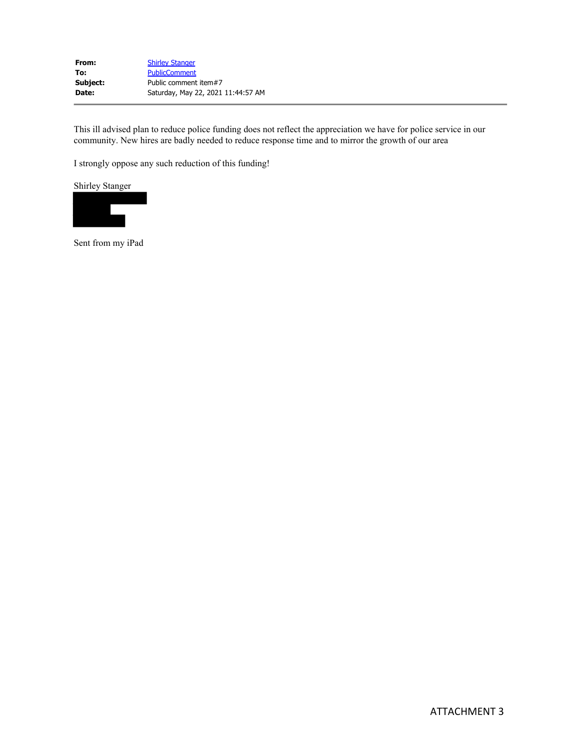**From:** Shirley Stanger
**To:** PublicComment
**Subject:** Public comment item#7
**Date:** Saturday, May 22, 2021 11:44:57 AM

---

This ill advised plan to reduce police funding does not reflect the appreciation we have for police service in our community. New hires are badly needed to reduce response time and to mirror the growth of our area

I strongly oppose any such reduction of this funding!

Shirley Stanger

Sent from my iPad

ATTACHMENT 3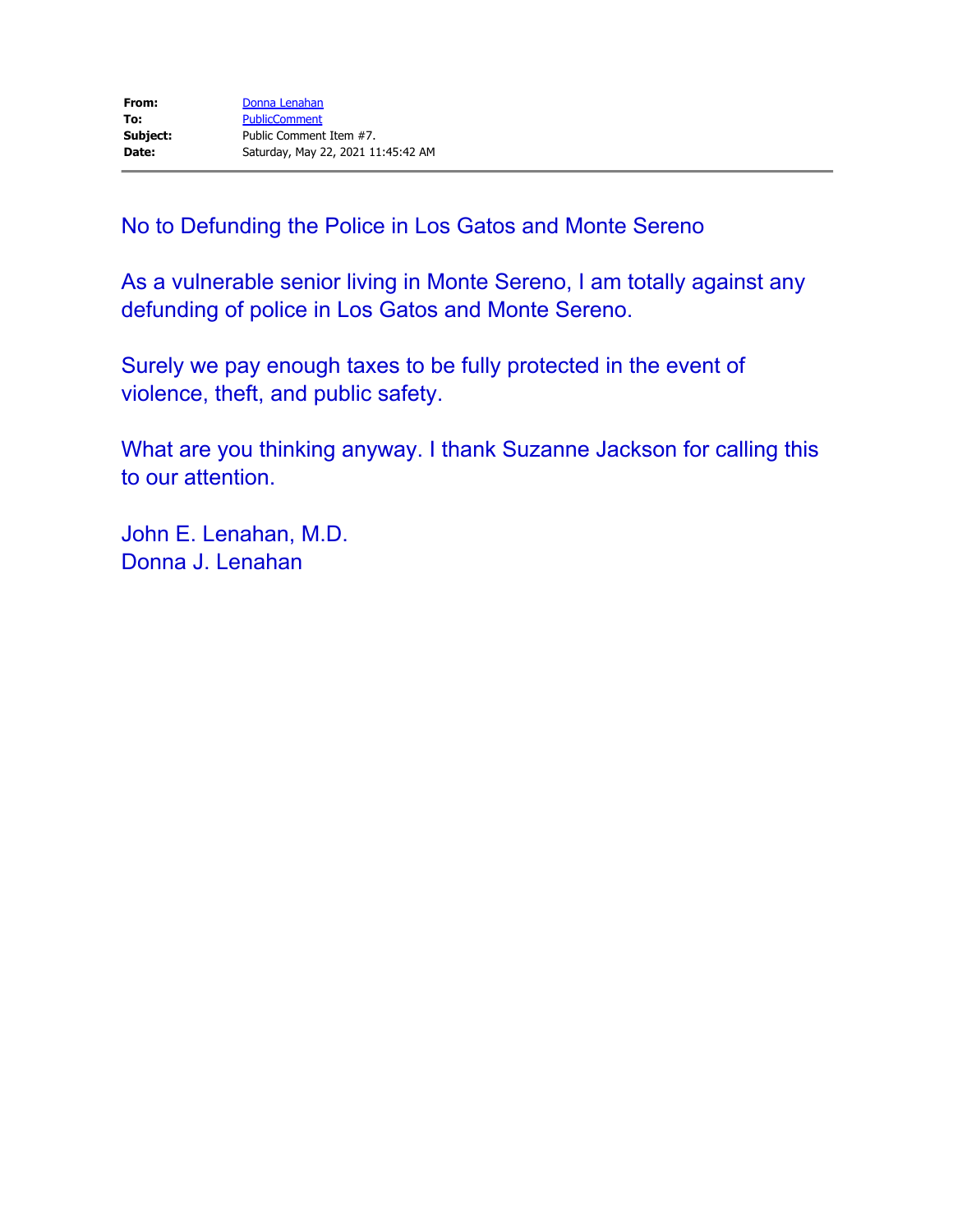| | |
|---|---|
| **From:** | Donna Lenahan |
| **To:** | PublicComment |
| **Subject:** | Public Comment Item #7. |
| **Date:** | Saturday, May 22, 2021 11:45:42 AM |

No to Defunding the Police in Los Gatos and Monte Sereno

As a vulnerable senior living in Monte Sereno, I am totally against any defunding of police in Los Gatos and Monte Sereno.

Surely we pay enough taxes to be fully protected in the event of violence, theft, and public safety.

What are you thinking anyway. I thank Suzanne Jackson for calling this to our attention.

John E. Lenahan, M.D.  
Donna J. Lenahan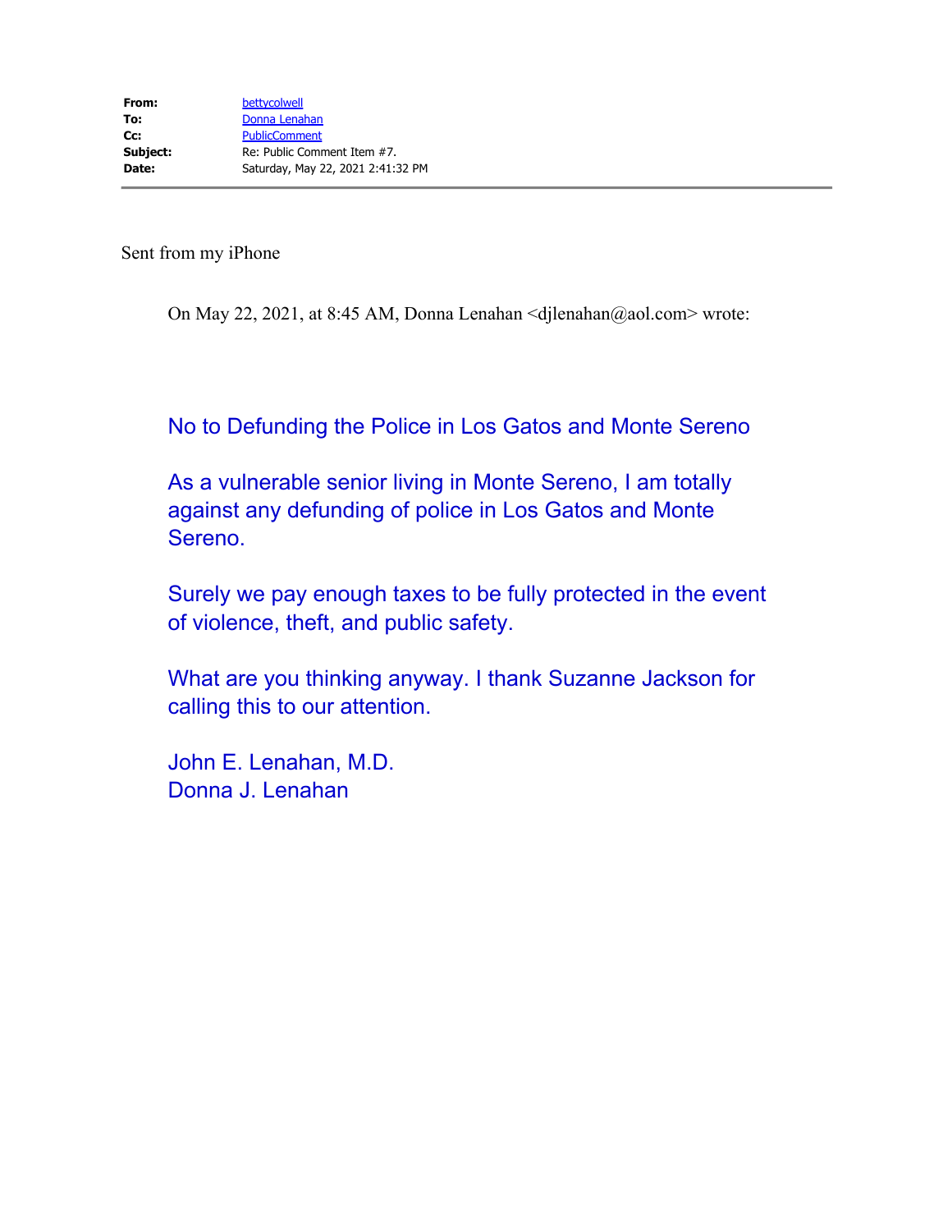| | |
|---|---|
| **From:** | bettycolwell |
| **To:** | Donna Lenahan |
| **Cc:** | PublicComment |
| **Subject:** | Re: Public Comment Item #7. |
| **Date:** | Saturday, May 22, 2021 2:41:32 PM |

---

Sent from my iPhone

> On May 22, 2021, at 8:45 AM, Donna Lenahan <djlenahan@aol.com> wrote:
>
> No to Defunding the Police in Los Gatos and Monte Sereno
>
> As a vulnerable senior living in Monte Sereno, I am totally against any defunding of police in Los Gatos and Monte Sereno.
>
> Surely we pay enough taxes to be fully protected in the event of violence, theft, and public safety.
>
> What are you thinking anyway. I thank Suzanne Jackson for calling this to our attention.
>
> John E. Lenahan, M.D.
> Donna J. Lenahan